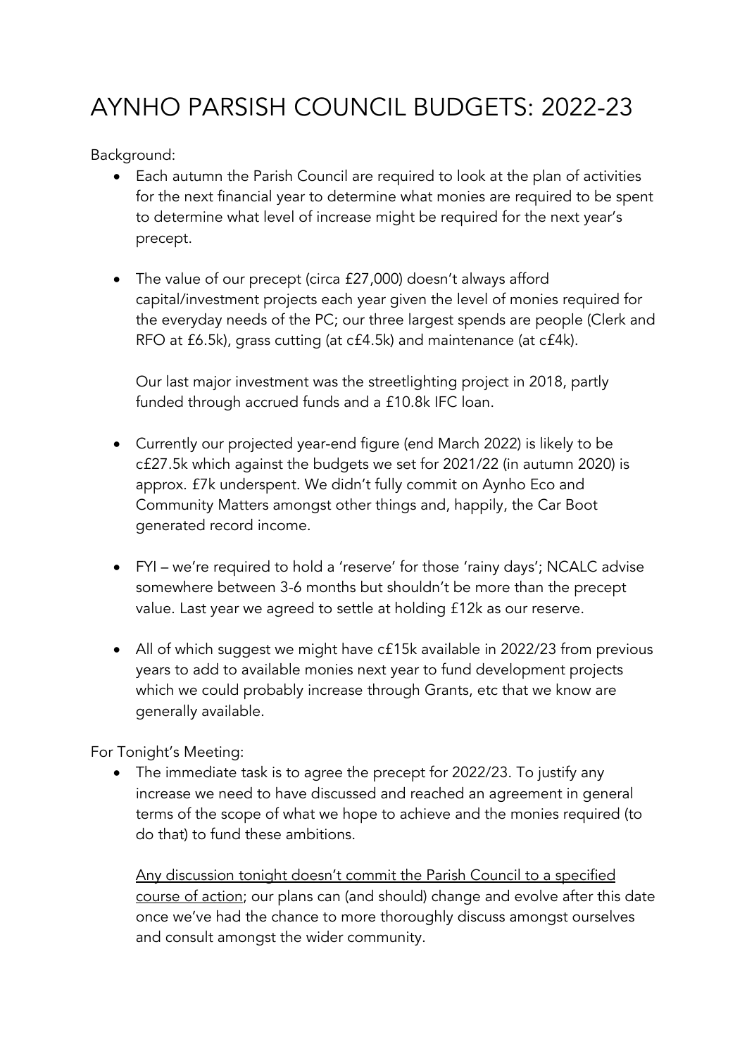# AYNHO PARSISH COUNCIL BUDGETS: 2022-23

Background:

- Each autumn the Parish Council are required to look at the plan of activities for the next financial year to determine what monies are required to be spent to determine what level of increase might be required for the next year's precept.

- The value of our precept (circa £27,000) doesn't always afford capital/investment projects each year given the level of monies required for the everyday needs of the PC; our three largest spends are people (Clerk and RFO at £6.5k), grass cutting (at c£4.5k) and maintenance (at c£4k).

  Our last major investment was the streetlighting project in 2018, partly funded through accrued funds and a £10.8k IFC loan.

- Currently our projected year-end figure (end March 2022) is likely to be c£27.5k which against the budgets we set for 2021/22 (in autumn 2020) is approx. £7k underspent. We didn't fully commit on Aynho Eco and Community Matters amongst other things and, happily, the Car Boot generated record income.

- FYI – we're required to hold a 'reserve' for those 'rainy days'; NCALC advise somewhere between 3-6 months but shouldn't be more than the precept value. Last year we agreed to settle at holding £12k as our reserve.

- All of which suggest we might have c£15k available in 2022/23 from previous years to add to available monies next year to fund development projects which we could probably increase through Grants, etc that we know are generally available.

For Tonight's Meeting:

- The immediate task is to agree the precept for 2022/23. To justify any increase we need to have discussed and reached an agreement in general terms of the scope of what we hope to achieve and the monies required (to do that) to fund these ambitions.

  <u>Any discussion tonight doesn't commit the Parish Council to a specified course of action</u>; our plans can (and should) change and evolve after this date once we've had the chance to more thoroughly discuss amongst ourselves and consult amongst the wider community.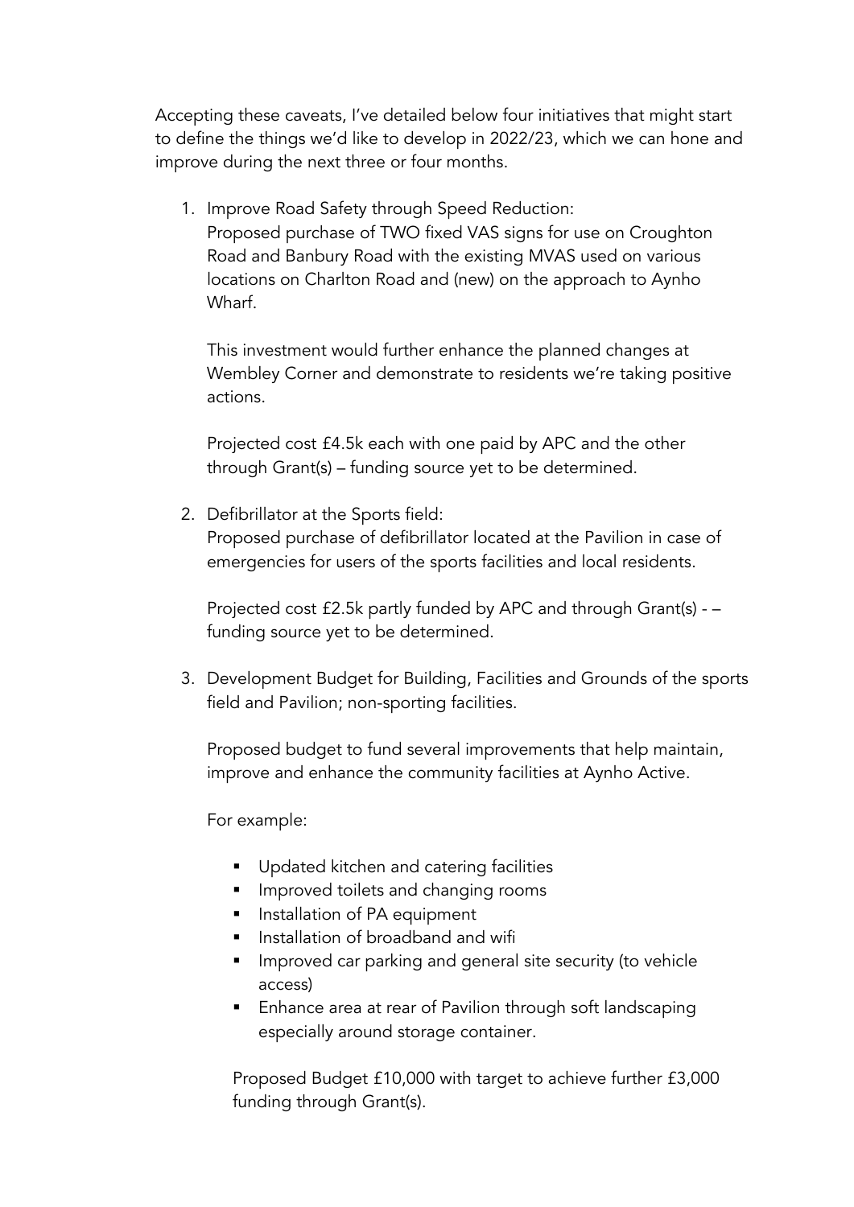Accepting these caveats, I've detailed below four initiatives that might start to define the things we'd like to develop in 2022/23, which we can hone and improve during the next three or four months.

1. Improve Road Safety through Speed Reduction:
   Proposed purchase of TWO fixed VAS signs for use on Croughton Road and Banbury Road with the existing MVAS used on various locations on Charlton Road and (new) on the approach to Aynho Wharf.

   This investment would further enhance the planned changes at Wembley Corner and demonstrate to residents we're taking positive actions.

   Projected cost £4.5k each with one paid by APC and the other through Grant(s) – funding source yet to be determined.

2. Defibrillator at the Sports field:
   Proposed purchase of defibrillator located at the Pavilion in case of emergencies for users of the sports facilities and local residents.

   Projected cost £2.5k partly funded by APC and through Grant(s) - – funding source yet to be determined.

3. Development Budget for Building, Facilities and Grounds of the sports field and Pavilion; non-sporting facilities.

   Proposed budget to fund several improvements that help maintain, improve and enhance the community facilities at Aynho Active.

   For example:

   - Updated kitchen and catering facilities
   - Improved toilets and changing rooms
   - Installation of PA equipment
   - Installation of broadband and wifi
   - Improved car parking and general site security (to vehicle access)
   - Enhance area at rear of Pavilion through soft landscaping especially around storage container.

   Proposed Budget £10,000 with target to achieve further £3,000 funding through Grant(s).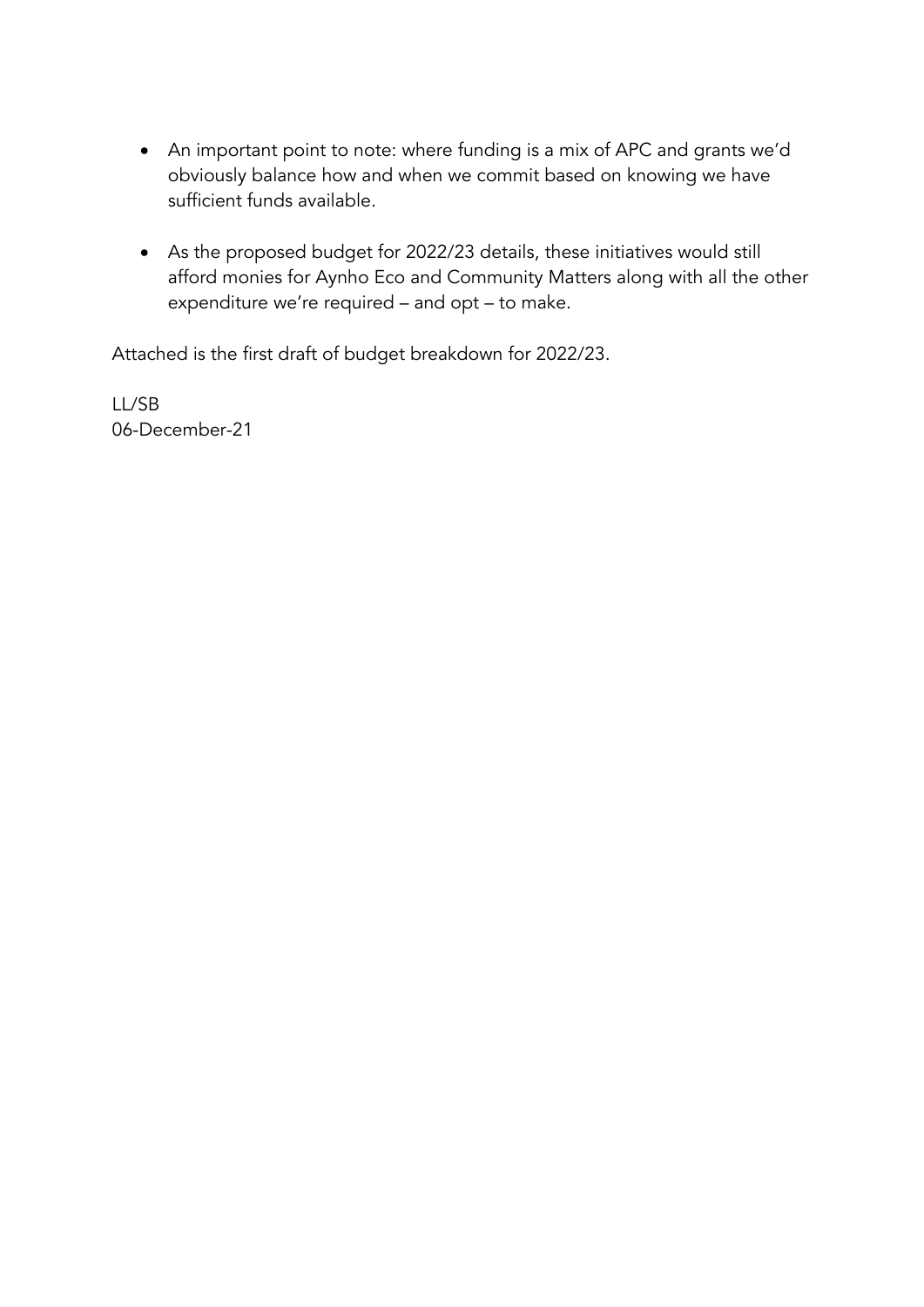- An important point to note: where funding is a mix of APC and grants we'd obviously balance how and when we commit based on knowing we have sufficient funds available.

- As the proposed budget for 2022/23 details, these initiatives would still afford monies for Aynho Eco and Community Matters along with all the other expenditure we're required – and opt – to make.

Attached is the first draft of budget breakdown for 2022/23.

LL/SB
06-December-21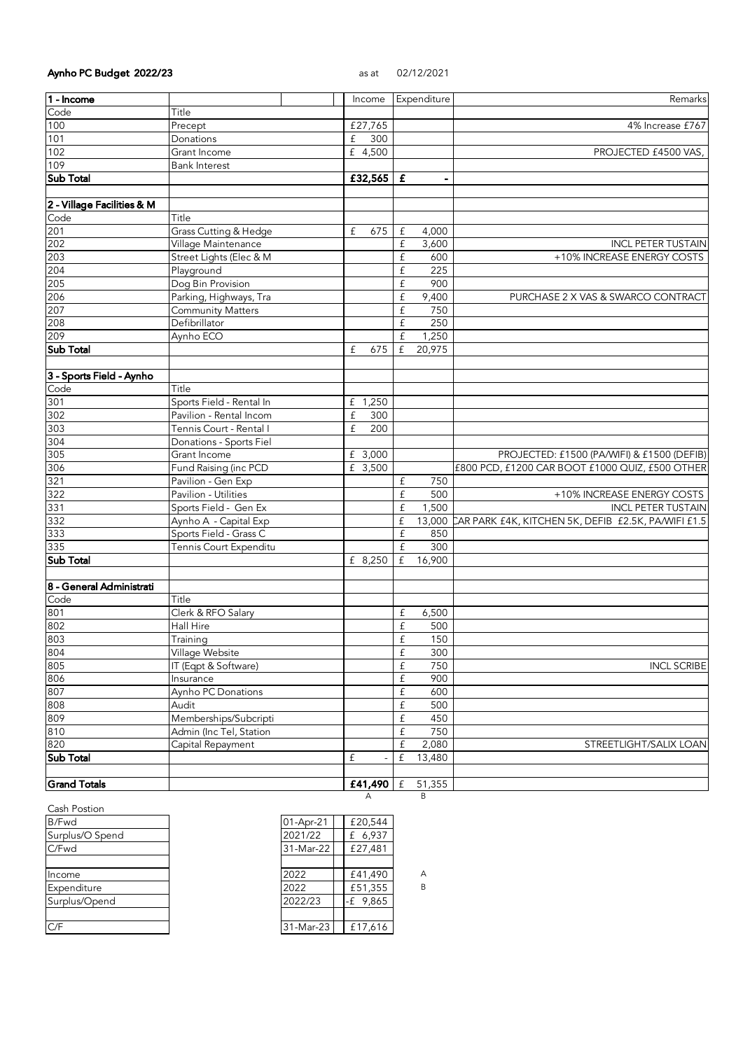**Aynho PC Budget 2022/23** as at 02/12/2021

| 1 - Income | | Income | Expenditure | Remarks |
|---|---|---|---|---|
| Code | Title | | | |
| 100 | Precept | £27,765 | | 4% Increase £767 |
| 101 | Donations | £ 300 | | |
| 102 | Grant Income | £ 4,500 | | PROJECTED £4500 VAS, |
| 109 | Bank Interest | | | |
| **Sub Total** | | **£32,565** | **£ -** | |
| | | | | |
| **2 - Village Facilities & M** | | | | |
| Code | Title | | | |
| 201 | Grass Cutting & Hedge | £ 675 | £ 4,000 | |
| 202 | Village Maintenance | | £ 3,600 | INCL PETER TUSTAIN |
| 203 | Street Lights (Elec & M | | £ 600 | +10% INCREASE ENERGY COSTS |
| 204 | Playground | | £ 225 | |
| 205 | Dog Bin Provision | | £ 900 | |
| 206 | Parking, Highways, Tra | | £ 9,400 | PURCHASE 2 X VAS & SWARCO CONTRACT |
| 207 | Community Matters | | £ 750 | |
| 208 | Defibrillator | | £ 250 | |
| 209 | Aynho ECO | | £ 1,250 | |
| **Sub Total** | | £ 675 | £ 20,975 | |
| | | | | |
| **3 - Sports Field - Aynho** | | | | |
| Code | Title | | | |
| 301 | Sports Field - Rental In | £ 1,250 | | |
| 302 | Pavilion - Rental Incom | £ 300 | | |
| 303 | Tennis Court - Rental I | £ 200 | | |
| 304 | Donations - Sports Fiel | | | |
| 305 | Grant Income | £ 3,000 | | PROJECTED: £1500 (PA/WIFI) & £1500 (DEFIB) |
| 306 | Fund Raising (inc PCD | £ 3,500 | | £800 PCD, £1200 CAR BOOT £1000 QUIZ, £500 OTHER |
| 321 | Pavilion - Gen Exp | | £ 750 | |
| 322 | Pavilion - Utilities | | £ 500 | +10% INCREASE ENERGY COSTS |
| 331 | Sports Field - Gen Ex | | £ 1,500 | INCL PETER TUSTAIN |
| 332 | Aynho A - Capital Exp | | £ 13,000 | CAR PARK £4K, KITCHEN 5K, DEFIB £2.5K, PA/WIFI £1.5 |
| 333 | Sports Field - Grass C | | £ 850 | |
| 335 | Tennis Court Expenditu | | £ 300 | |
| **Sub Total** | | £ 8,250 | £ 16,900 | |
| | | | | |
| **8 - General Administrati** | | | | |
| Code | Title | | | |
| 801 | Clerk & RFO Salary | | £ 6,500 | |
| 802 | Hall Hire | | £ 500 | |
| 803 | Training | | £ 150 | |
| 804 | Village Website | | £ 300 | |
| 805 | IT (Eqpt & Software) | | £ 750 | INCL SCRIBE |
| 806 | Insurance | | £ 900 | |
| 807 | Aynho PC Donations | | £ 600 | |
| 808 | Audit | | £ 500 | |
| 809 | Memberships/Subcripti | | £ 450 | |
| 810 | Admin (Inc Tel, Station | | £ 750 | |
| 820 | Capital Repayment | | £ 2,080 | STREETLIGHT/SALIX LOAN |
| **Sub Total** | | £ - | £ 13,480 | |
| | | | | |
| **Grand Totals** | | **£41,490** | £ 51,355 | |
| | | A | B | |

Cash Postion

| | | | |
|---|---|---|---|
| B/Fwd | 01-Apr-21 | £20,544 | |
| Surplus/O Spend | 2021/22 | £ 6,937 | |
| C/Fwd | 31-Mar-22 | £27,481 | |
| | | | |
| Income | 2022 | £41,490 | A |
| Expenditure | 2022 | £51,355 | B |
| Surplus/Opend | 2022/23 | -£ 9,865 | |
| | | | |
| C/F | 31-Mar-23 | £17,616 | |